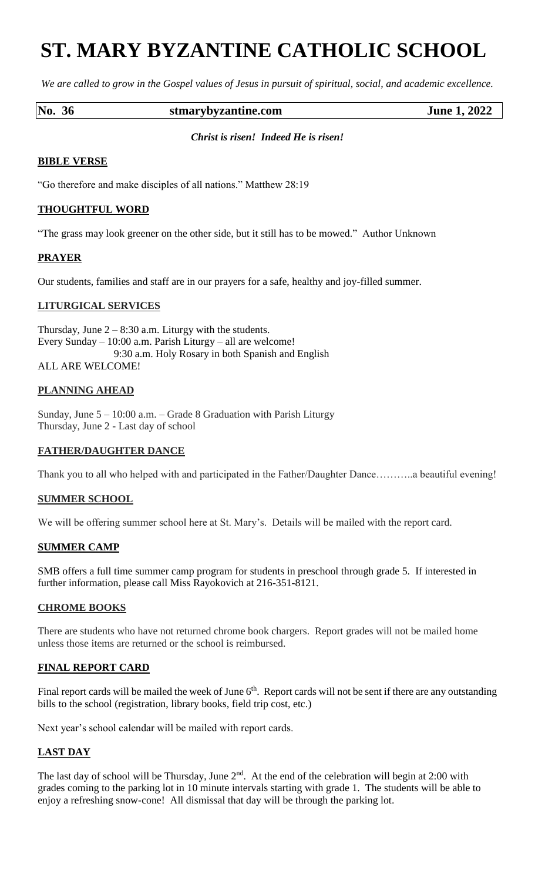# ST. MARY BYZANTINE CATHOLIC SCHOOL

*We are called to grow in the Gospel values of Jesus in pursuit of spiritual, social, and academic excellence.*

**No. 36** **stmarybyzantine.com** **June 1, 2022**

***Christ is risen! Indeed He is risen!***

## BIBLE VERSE

"Go therefore and make disciples of all nations." Matthew 28:19

## THOUGHTFUL WORD

"The grass may look greener on the other side, but it still has to be mowed." Author Unknown

## PRAYER

Our students, families and staff are in our prayers for a safe, healthy and joy-filled summer.

## LITURGICAL SERVICES

Thursday, June 2 – 8:30 a.m. Liturgy with the students.
Every Sunday – 10:00 a.m. Parish Liturgy – all are welcome!
9:30 a.m. Holy Rosary in both Spanish and English
ALL ARE WELCOME!

## PLANNING AHEAD

Sunday, June 5 – 10:00 a.m. – Grade 8 Graduation with Parish Liturgy
Thursday, June 2 - Last day of school

## FATHER/DAUGHTER DANCE

Thank you to all who helped with and participated in the Father/Daughter Dance………..a beautiful evening!

## SUMMER SCHOOL

We will be offering summer school here at St. Mary's. Details will be mailed with the report card.

## SUMMER CAMP

SMB offers a full time summer camp program for students in preschool through grade 5. If interested in further information, please call Miss Rayokovich at 216-351-8121.

## CHROME BOOKS

There are students who have not returned chrome book chargers. Report grades will not be mailed home unless those items are returned or the school is reimbursed.

## FINAL REPORT CARD

Final report cards will be mailed the week of June 6th. Report cards will not be sent if there are any outstanding bills to the school (registration, library books, field trip cost, etc.)

Next year's school calendar will be mailed with report cards.

## LAST DAY

The last day of school will be Thursday, June 2nd. At the end of the celebration will begin at 2:00 with grades coming to the parking lot in 10 minute intervals starting with grade 1. The students will be able to enjoy a refreshing snow-cone! All dismissal that day will be through the parking lot.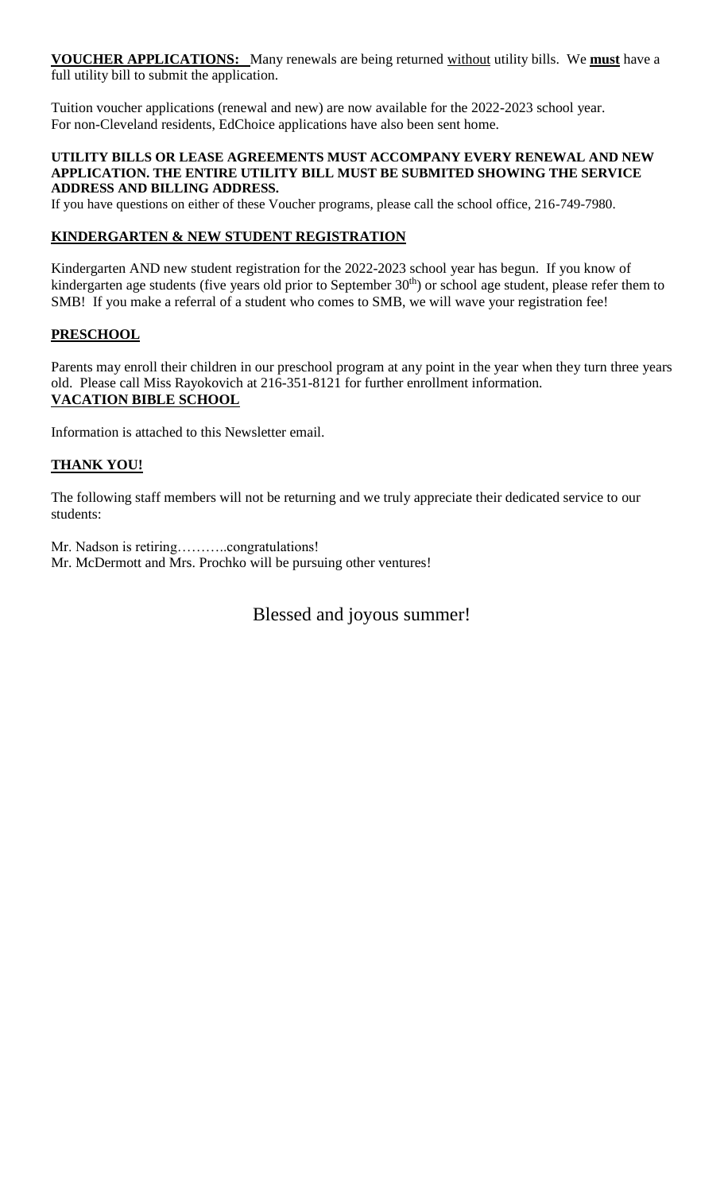**VOUCHER APPLICATIONS:** Many renewals are being returned without utility bills. We **must** have a full utility bill to submit the application.

Tuition voucher applications (renewal and new) are now available for the 2022-2023 school year. For non-Cleveland residents, EdChoice applications have also been sent home.

**UTILITY BILLS OR LEASE AGREEMENTS MUST ACCOMPANY EVERY RENEWAL AND NEW APPLICATION. THE ENTIRE UTILITY BILL MUST BE SUBMITED SHOWING THE SERVICE ADDRESS AND BILLING ADDRESS.**

If you have questions on either of these Voucher programs, please call the school office, 216-749-7980.

## KINDERGARTEN & NEW STUDENT REGISTRATION

Kindergarten AND new student registration for the 2022-2023 school year has begun. If you know of kindergarten age students (five years old prior to September 30th) or school age student, please refer them to SMB! If you make a referral of a student who comes to SMB, we will wave your registration fee!

## PRESCHOOL

Parents may enroll their children in our preschool program at any point in the year when they turn three years old. Please call Miss Rayokovich at 216-351-8121 for further enrollment information.

## VACATION BIBLE SCHOOL

Information is attached to this Newsletter email.

## THANK YOU!

The following staff members will not be returning and we truly appreciate their dedicated service to our students:

Mr. Nadson is retiring………..congratulations!
Mr. McDermott and Mrs. Prochko will be pursuing other ventures!

Blessed and joyous summer!